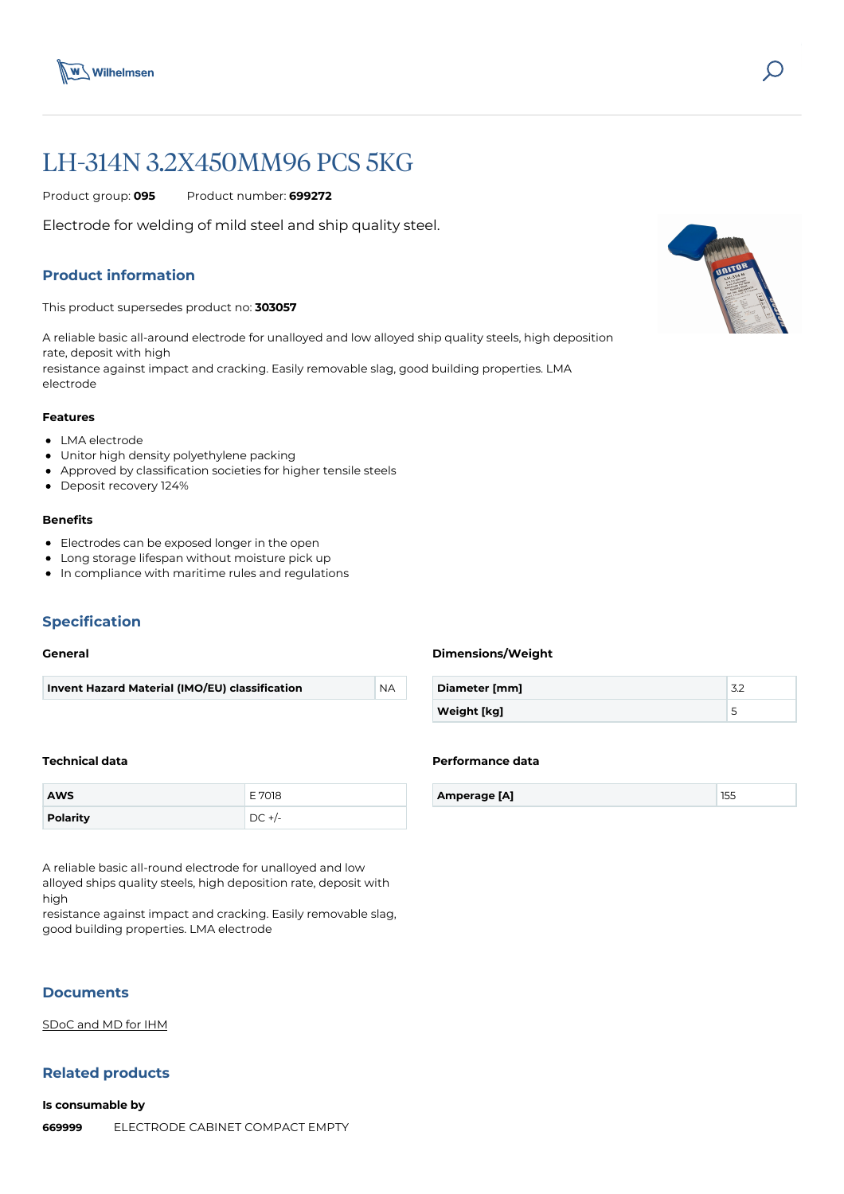# LH-314N 3.2X450MM96 PCS 5KG

Product group: **095** Product number: **699272**

Electrode for welding of mild steel and ship quality steel.

## Product information

This product supersedes product no: **303057**

A reliable basic all-around electrode for unalloyed and low alloyed ship quality steels, high deposition rate, deposit with high
resistance against impact and cracking. Easily removable slag, good building properties. LMA electrode

### Features

- LMA electrode
- Unitor high density polyethylene packing
- Approved by classification societies for higher tensile steels
- Deposit recovery 124%

### Benefits

- Electrodes can be exposed longer in the open
- Long storage lifespan without moisture pick up
- In compliance with maritime rules and regulations

## Specification

### General

| Invent Hazard Material (IMO/EU) classification | NA |
|---|---|

### Dimensions/Weight

| Diameter [mm] | 3.2 |
|---|---|
| Weight [kg] | 5 |

### Technical data

| AWS | E 7018 |
|---|---|
| Polarity | DC +/- |

### Performance data

| Amperage [A] | 155 |
|---|---|

A reliable basic all-round electrode for unalloyed and low alloyed ships quality steels, high deposition rate, deposit with high
resistance against impact and cracking. Easily removable slag, good building properties. LMA electrode

## Documents

SDoC and MD for IHM

## Related products

### Is consumable by

**669999** ELECTRODE CABINET COMPACT EMPTY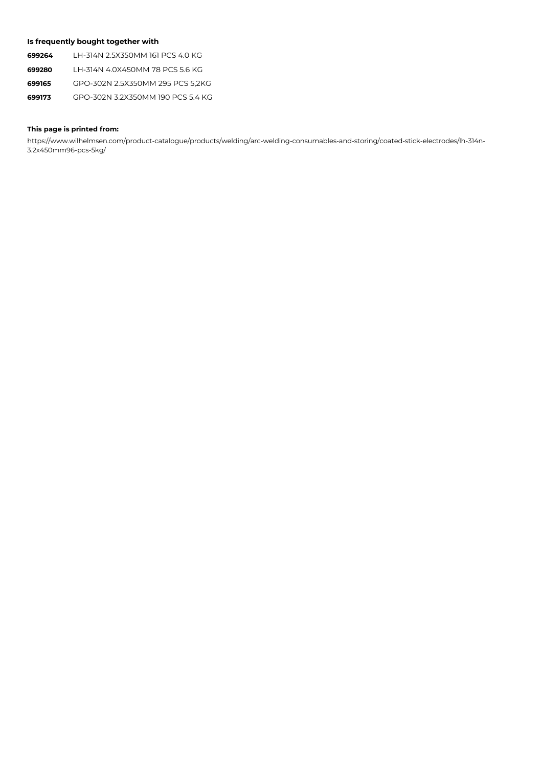**Is frequently bought together with**

| | |
|---|---|
| **699264** | LH-314N 2.5X350MM 161 PCS 4.0 KG |
| **699280** | LH-314N 4.0X450MM 78 PCS 5.6 KG |
| **699165** | GPO-302N 2.5X350MM 295 PCS 5,2KG |
| **699173** | GPO-302N 3.2X350MM 190 PCS 5.4 KG |

**This page is printed from:**

https://www.wilhelmsen.com/product-catalogue/products/welding/arc-welding-consumables-and-storing/coated-stick-electrodes/lh-314n-3.2x450mm96-pcs-5kg/